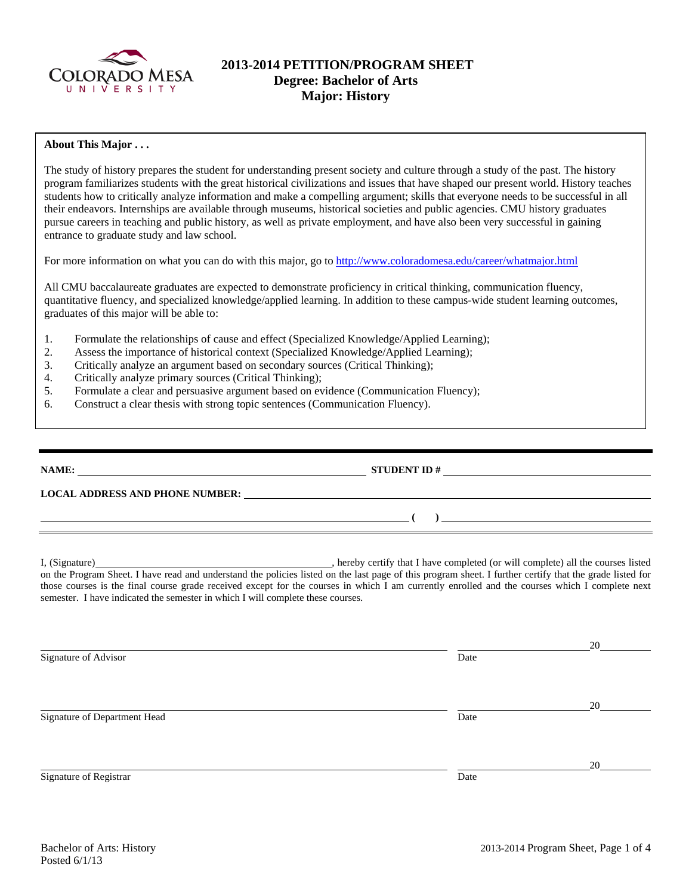# 2013-2014 PETITION/PROGRAM SHEET
## Degree: Bachelor of Arts
## Major: History

**About This Major . . .**

The study of history prepares the student for understanding present society and culture through a study of the past. The history program familiarizes students with the great historical civilizations and issues that have shaped our present world. History teaches students how to critically analyze information and make a compelling argument; skills that everyone needs to be successful in all their endeavors. Internships are available through museums, historical societies and public agencies. CMU history graduates pursue careers in teaching and public history, as well as private employment, and have also been very successful in gaining entrance to graduate study and law school.

For more information on what you can do with this major, go to http://www.coloradomesa.edu/career/whatmajor.html

All CMU baccalaureate graduates are expected to demonstrate proficiency in critical thinking, communication fluency, quantitative fluency, and specialized knowledge/applied learning. In addition to these campus-wide student learning outcomes, graduates of this major will be able to:

1. Formulate the relationships of cause and effect (Specialized Knowledge/Applied Learning);
2. Assess the importance of historical context (Specialized Knowledge/Applied Learning);
3. Critically analyze an argument based on secondary sources (Critical Thinking);
4. Critically analyze primary sources (Critical Thinking);
5. Formulate a clear and persuasive argument based on evidence (Communication Fluency);
6. Construct a clear thesis with strong topic sentences (Communication Fluency).

**NAME:** ______________________ **STUDENT ID #** ______________________

**LOCAL ADDRESS AND PHONE NUMBER:** ______________________

______________________ **( )** ______________________

I, (Signature)______________________, hereby certify that I have completed (or will complete) all the courses listed on the Program Sheet. I have read and understand the policies listed on the last page of this program sheet. I further certify that the grade listed for those courses is the final course grade received except for the courses in which I am currently enrolled and the courses which I complete next semester. I have indicated the semester in which I will complete these courses.

______________________ ______________ 20______
Signature of Advisor Date

______________________ ______________ 20______
Signature of Department Head Date

______________________ ______________ 20______
Signature of Registrar Date

Bachelor of Arts: History
Posted 6/1/13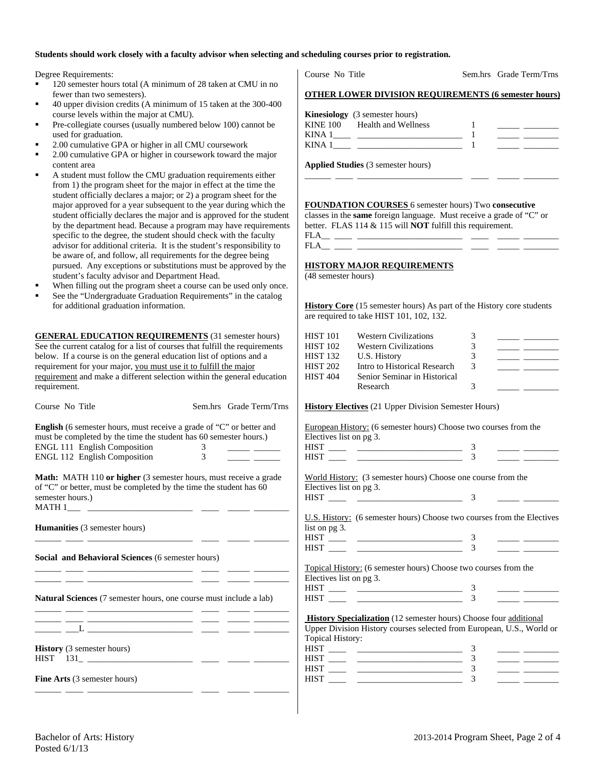**Students should work closely with a faculty advisor when selecting and scheduling courses prior to registration.**

Degree Requirements:

- 120 semester hours total (A minimum of 28 taken at CMU in no fewer than two semesters).
- 40 upper division credits (A minimum of 15 taken at the 300-400 course levels within the major at CMU).
- Pre-collegiate courses (usually numbered below 100) cannot be used for graduation.
- 2.00 cumulative GPA or higher in all CMU coursework
- 2.00 cumulative GPA or higher in coursework toward the major content area
- A student must follow the CMU graduation requirements either from 1) the program sheet for the major in effect at the time the student officially declares a major; or 2) a program sheet for the major approved for a year subsequent to the year during which the student officially declares the major and is approved for the student by the department head. Because a program may have requirements specific to the degree, the student should check with the faculty advisor for additional criteria. It is the student's responsibility to be aware of, and follow, all requirements for the degree being pursued. Any exceptions or substitutions must be approved by the student's faculty advisor and Department Head.
- When filling out the program sheet a course can be used only once.
- See the "Undergraduate Graduation Requirements" in the catalog for additional graduation information.

**GENERAL EDUCATION REQUIREMENTS** (31 semester hours) See the current catalog for a list of courses that fulfill the requirements below. If a course is on the general education list of options and a requirement for your major, you must use it to fulfill the major requirement and make a different selection within the general education requirement.

| Course No | Title | Sem.hrs | Grade | Term/Trns |
|---|---|---|---|---|
| **English** (6 semester hours, must receive a grade of "C" or better and must be completed by the time the student has 60 semester hours.) | | | | |
| ENGL 111 | English Composition | 3 | | |
| ENGL 112 | English Composition | 3 | | |
| **Math:** MATH 110 **or higher** (3 semester hours, must receive a grade of "C" or better, must be completed by the time the student has 60 semester hours.) | | | | |
| MATH 1___ | | | | |
| **Humanities** (3 semester hours) | | | | |
| ______ | | | | |
| **Social and Behavioral Sciences** (6 semester hours) | | | | |
| ______ | | | | |
| ______ | | | | |
| **Natural Sciences** (7 semester hours, one course must include a lab) | | | | |
| ______ | | | | |
| ______ | | | | |
| ______ ___L | | | | |
| **History** (3 semester hours) | | | | |
| HIST 131_ | | | | |
| **Fine Arts** (3 semester hours) | | | | |
| ______ | | | | |

**OTHER LOWER DIVISION REQUIREMENTS (6 semester hours)**

| Course No | Title | Sem.hrs | Grade | Term/Trns |
|---|---|---|---|---|
| **Kinesiology** (3 semester hours) | | | | |
| KINE 100 | Health and Wellness | 1 | | |
| KINA 1____ | | 1 | | |
| KINA 1____ | | 1 | | |
| **Applied Studies** (3 semester hours) | | | | |
| ______ | | | | |

**FOUNDATION COURSES** 6 semester hours) Two **consecutive** classes in the **same** foreign language. Must receive a grade of "C" or better. FLAS 114 & 115 will **NOT** fulfill this requirement.

| Course No | Title | Sem.hrs | Grade | Term/Trns |
|---|---|---|---|---|
| FLA__ ____ | | | | |
| FLA__ ____ | | | | |

**HISTORY MAJOR REQUIREMENTS**
(48 semester hours)

**History Core** (15 semester hours) As part of the History core students are required to take HIST 101, 102, 132.

| Course No | Title | Sem.hrs | Grade | Term/Trns |
|---|---|---|---|---|
| HIST 101 | Western Civilizations | 3 | | |
| HIST 102 | Western Civilizations | 3 | | |
| HIST 132 | U.S. History | 3 | | |
| HIST 202 | Intro to Historical Research | 3 | | |
| HIST 404 | Senior Seminar in Historical Research | 3 | | |

**History Electives** (21 Upper Division Semester Hours)

European History: (6 semester hours) Choose two courses from the Electives list on pg 3.

| Course No | Title | Sem.hrs | Grade | Term/Trns |
|---|---|---|---|---|
| HIST ____ | | 3 | | |
| HIST ____ | | 3 | | |

World History: (3 semester hours) Choose one course from the Electives list on pg 3.

| Course No | Title | Sem.hrs | Grade | Term/Trns |
|---|---|---|---|---|
| HIST ____ | | 3 | | |

U.S. History: (6 semester hours) Choose two courses from the Electives list on pg 3.

| Course No | Title | Sem.hrs | Grade | Term/Trns |
|---|---|---|---|---|
| HIST ____ | | 3 | | |
| HIST ____ | | 3 | | |

Topical History: (6 semester hours) Choose two courses from the Electives list on pg 3.

| Course No | Title | Sem.hrs | Grade | Term/Trns |
|---|---|---|---|---|
| HIST ____ | | 3 | | |
| HIST ____ | | 3 | | |

**History Specialization** (12 semester hours) Choose four additional Upper Division History courses selected from European, U.S., World or Topical History:

| Course No | Title | Sem.hrs | Grade | Term/Trns |
|---|---|---|---|---|
| HIST ____ | | 3 | | |
| HIST ____ | | 3 | | |
| HIST ____ | | 3 | | |
| HIST ____ | | 3 | | |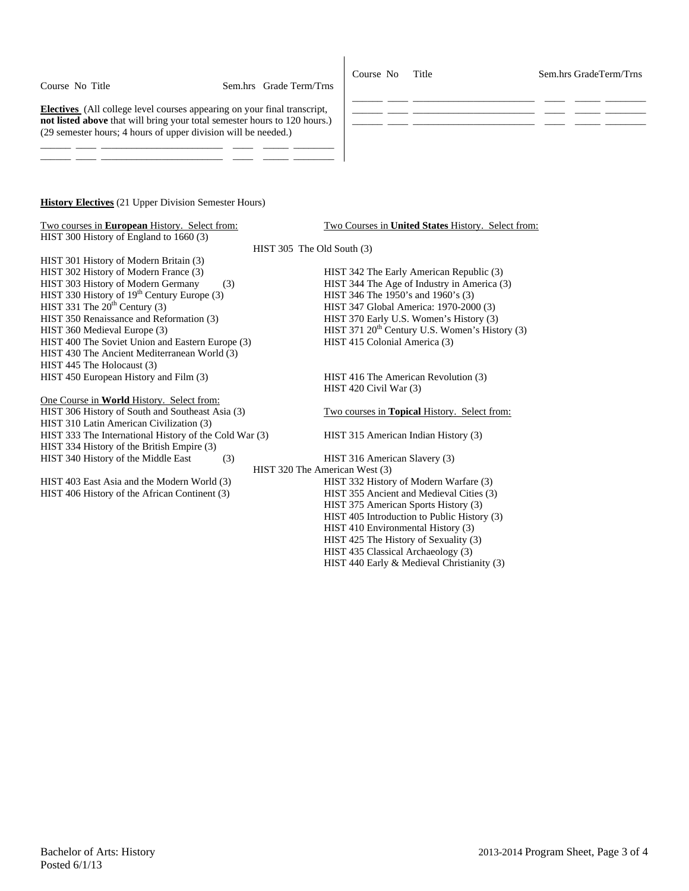| Course No | Title | Sem.hrs | Grade | Term/Trns |
|---|---|---|---|---|

**Electives** (All college level courses appearing on your final transcript, **not listed above** that will bring your total semester hours to 120 hours.) (29 semester hours; 4 hours of upper division will be needed.)

| | | | | |
|---|---|---|---|---|
| ______ | ____ | ______________________ | ____ | _____ ________ |
| ______ | ____ | ______________________ | ____ | _____ ________ |

| Course No | Title | Sem.hrs | Grade | Term/Trns |
|---|---|---|---|---|
| ______ | ____ ______________________ | ____ | _____ | ________ |
| ______ | ____ ______________________ | ____ | _____ | ________ |
| ______ | ____ ______________________ | ____ | _____ | ________ |

**History Electives** (21 Upper Division Semester Hours)

Two courses in **European** History. Select from:

HIST 300 History of England to 1660 (3)
HIST 301 History of Modern Britain (3)
HIST 302 History of Modern France (3)
HIST 303 History of Modern Germany (3)
HIST 330 History of $19^{th}$ Century Europe (3)
HIST 331 The $20^{th}$ Century (3)
HIST 350 Renaissance and Reformation (3)
HIST 360 Medieval Europe (3)
HIST 400 The Soviet Union and Eastern Europe (3)
HIST 430 The Ancient Mediterranean World (3)
HIST 445 The Holocaust (3)
HIST 450 European History and Film (3)

One Course in **World** History. Select from:

HIST 306 History of South and Southeast Asia (3)
HIST 310 Latin American Civilization (3)
HIST 333 The International History of the Cold War (3)
HIST 334 History of the British Empire (3)
HIST 340 History of the Middle East (3)
HIST 403 East Asia and the Modern World (3)
HIST 406 History of the African Continent (3)

Two Courses in **United States** History. Select from:

HIST 305 The Old South (3)
HIST 342 The Early American Republic (3)
HIST 344 The Age of Industry in America (3)
HIST 346 The 1950's and 1960's (3)
HIST 347 Global America: 1970-2000 (3)
HIST 370 Early U.S. Women's History (3)
HIST 371 $20^{th}$ Century U.S. Women's History (3)
HIST 415 Colonial America (3)
HIST 416 The American Revolution (3)
HIST 420 Civil War (3)

Two courses in **Topical** History. Select from:

HIST 315 American Indian History (3)
HIST 316 American Slavery (3)
HIST 320 The American West (3)
HIST 332 History of Modern Warfare (3)
HIST 355 Ancient and Medieval Cities (3)
HIST 375 American Sports History (3)
HIST 405 Introduction to Public History (3)
HIST 410 Environmental History (3)
HIST 425 The History of Sexuality (3)
HIST 435 Classical Archaeology (3)
HIST 440 Early & Medieval Christianity (3)

Bachelor of Arts: History
Posted 6/1/13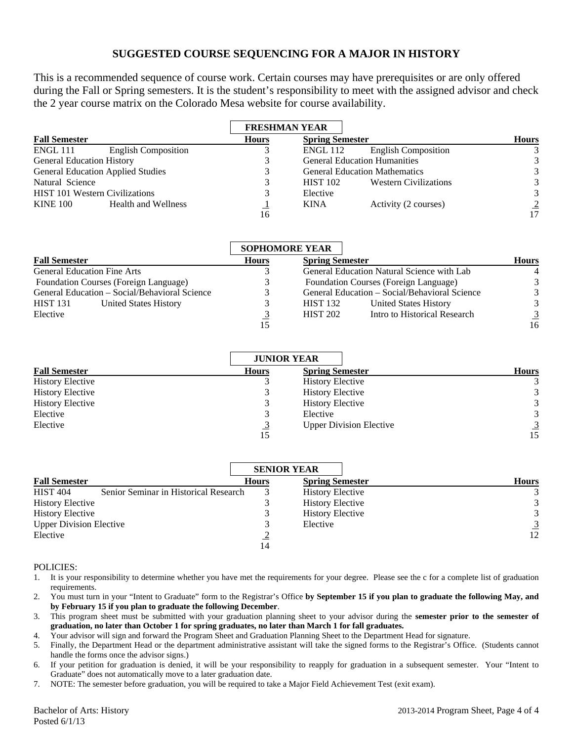## SUGGESTED COURSE SEQUENCING FOR A MAJOR IN HISTORY

This is a recommended sequence of course work. Certain courses may have prerequisites or are only offered during the Fall or Spring semesters. It is the student's responsibility to meet with the assigned advisor and check the 2 year course matrix on the Colorado Mesa website for course availability.

### FRESHMAN YEAR

| Fall Semester | | Hours | Spring Semester | | Hours |
|---|---|---|---|---|---|
| ENGL 111 | English Composition | 3 | ENGL 112 | English Composition | 3 |
| General Education History | | 3 | General Education Humanities | | 3 |
| General Education Applied Studies | | 3 | General Education Mathematics | | 3 |
| Natural Science | | 3 | HIST 102 | Western Civilizations | 3 |
| HIST 101 Western Civilizations | | 3 | Elective | | 3 |
| KINE 100 | Health and Wellness | 1 | KINA | Activity (2 courses) | 2 |
| | | 16 | | | 17 |

### SOPHOMORE YEAR

| Fall Semester | | Hours | Spring Semester | | Hours |
|---|---|---|---|---|---|
| General Education Fine Arts | | 3 | General Education Natural Science with Lab | | 4 |
| Foundation Courses (Foreign Language) | | 3 | Foundation Courses (Foreign Language) | | 3 |
| General Education – Social/Behavioral Science | | 3 | General Education – Social/Behavioral Science | | 3 |
| HIST 131 | United States History | 3 | HIST 132 | United States History | 3 |
| Elective | | 3 | HIST 202 | Intro to Historical Research | 3 |
| | | 15 | | | 16 |

### JUNIOR YEAR

| Fall Semester | Hours | Spring Semester | Hours |
|---|---|---|---|
| History Elective | 3 | History Elective | 3 |
| History Elective | 3 | History Elective | 3 |
| History Elective | 3 | History Elective | 3 |
| Elective | 3 | Elective | 3 |
| Elective | 3 | Upper Division Elective | 3 |
| | 15 | | 15 |

### SENIOR YEAR

| Fall Semester | | Hours | Spring Semester | Hours |
|---|---|---|---|---|
| HIST 404 | Senior Seminar in Historical Research | 3 | History Elective | 3 |
| History Elective | | 3 | History Elective | 3 |
| History Elective | | 3 | History Elective | 3 |
| Upper Division Elective | | 3 | Elective | 3 |
| Elective | | 2 | | 12 |
| | | 14 | | |

POLICIES:

1. It is your responsibility to determine whether you have met the requirements for your degree. Please see the c for a complete list of graduation requirements.
2. You must turn in your "Intent to Graduate" form to the Registrar's Office **by September 15 if you plan to graduate the following May, and by February 15 if you plan to graduate the following December**.
3. This program sheet must be submitted with your graduation planning sheet to your advisor during the **semester prior to the semester of graduation, no later than October 1 for spring graduates, no later than March 1 for fall graduates.**
4. Your advisor will sign and forward the Program Sheet and Graduation Planning Sheet to the Department Head for signature.
5. Finally, the Department Head or the department administrative assistant will take the signed forms to the Registrar's Office. (Students cannot handle the forms once the advisor signs.)
6. If your petition for graduation is denied, it will be your responsibility to reapply for graduation in a subsequent semester. Your "Intent to Graduate" does not automatically move to a later graduation date.
7. NOTE: The semester before graduation, you will be required to take a Major Field Achievement Test (exit exam).

Bachelor of Arts: History
Posted 6/1/13